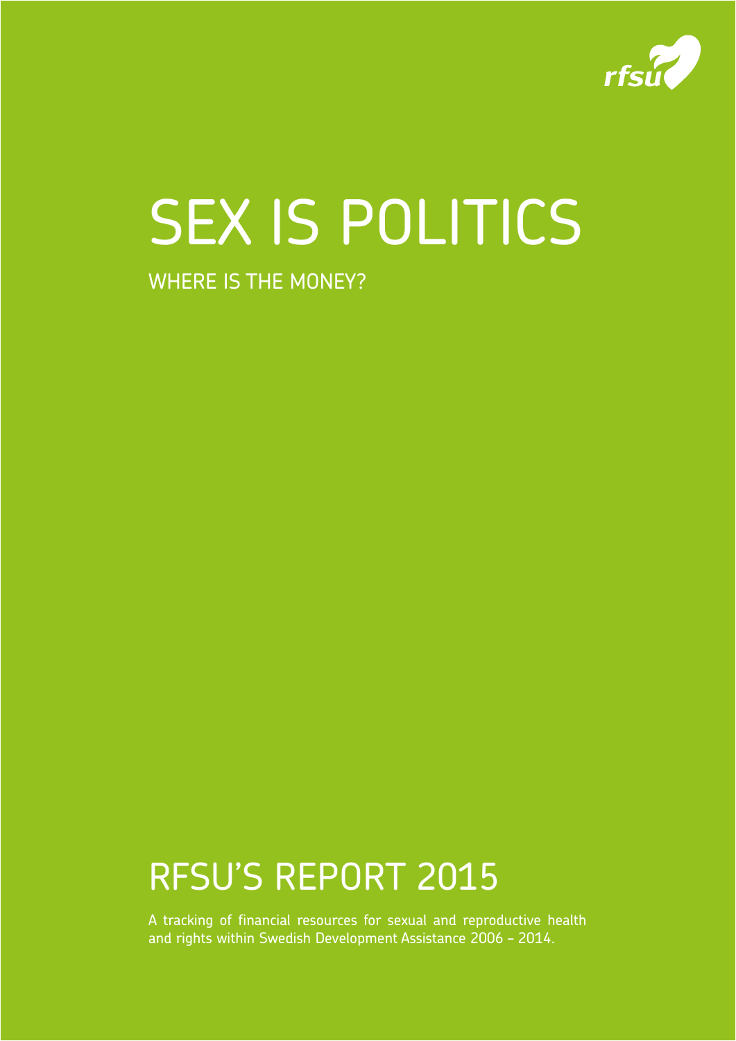rfsu

# SEX IS POLITICS

WHERE IS THE MONEY?

## RFSU'S REPORT 2015

A tracking of financial resources for sexual and reproductive health and rights within Swedish Development Assistance 2006 – 2014.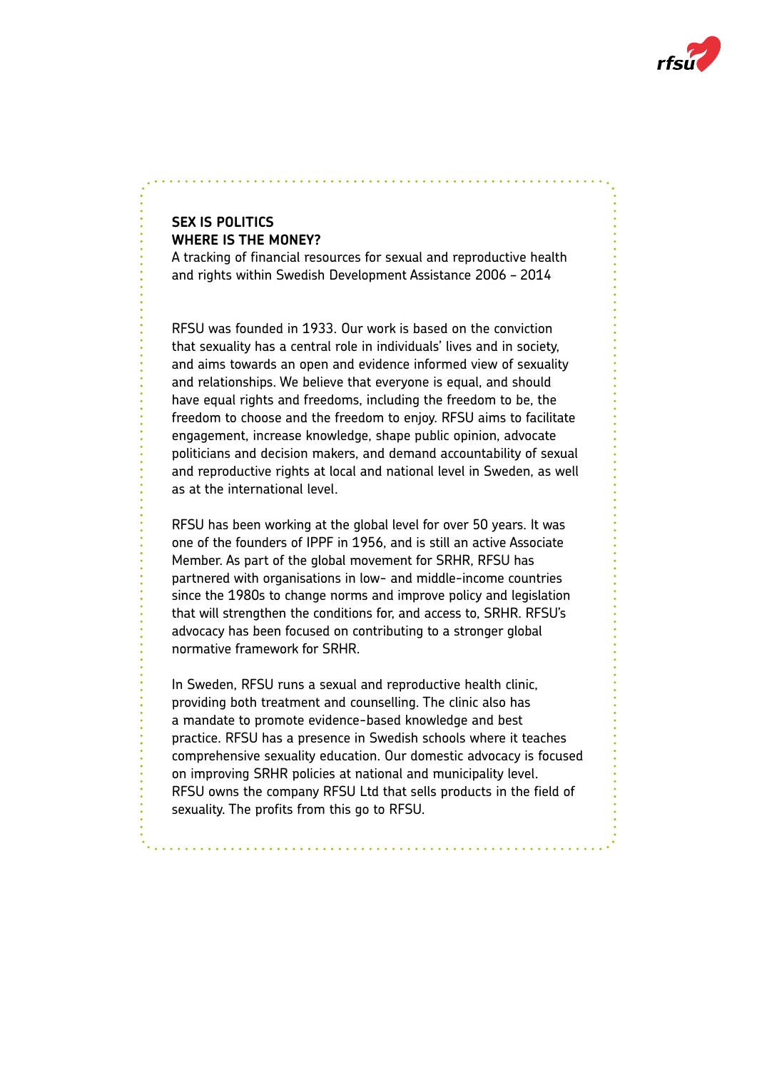**SEX IS POLITICS**
**WHERE IS THE MONEY?**
A tracking of financial resources for sexual and reproductive health and rights within Swedish Development Assistance 2006 – 2014

RFSU was founded in 1933. Our work is based on the conviction that sexuality has a central role in individuals' lives and in society, and aims towards an open and evidence informed view of sexuality and relationships. We believe that everyone is equal, and should have equal rights and freedoms, including the freedom to be, the freedom to choose and the freedom to enjoy. RFSU aims to facilitate engagement, increase knowledge, shape public opinion, advocate politicians and decision makers, and demand accountability of sexual and reproductive rights at local and national level in Sweden, as well as at the international level.

RFSU has been working at the global level for over 50 years. It was one of the founders of IPPF in 1956, and is still an active Associate Member. As part of the global movement for SRHR, RFSU has partnered with organisations in low- and middle-income countries since the 1980s to change norms and improve policy and legislation that will strengthen the conditions for, and access to, SRHR. RFSU's advocacy has been focused on contributing to a stronger global normative framework for SRHR.

In Sweden, RFSU runs a sexual and reproductive health clinic, providing both treatment and counselling. The clinic also has a mandate to promote evidence-based knowledge and best practice. RFSU has a presence in Swedish schools where it teaches comprehensive sexuality education. Our domestic advocacy is focused on improving SRHR policies at national and municipality level. RFSU owns the company RFSU Ltd that sells products in the field of sexuality. The profits from this go to RFSU.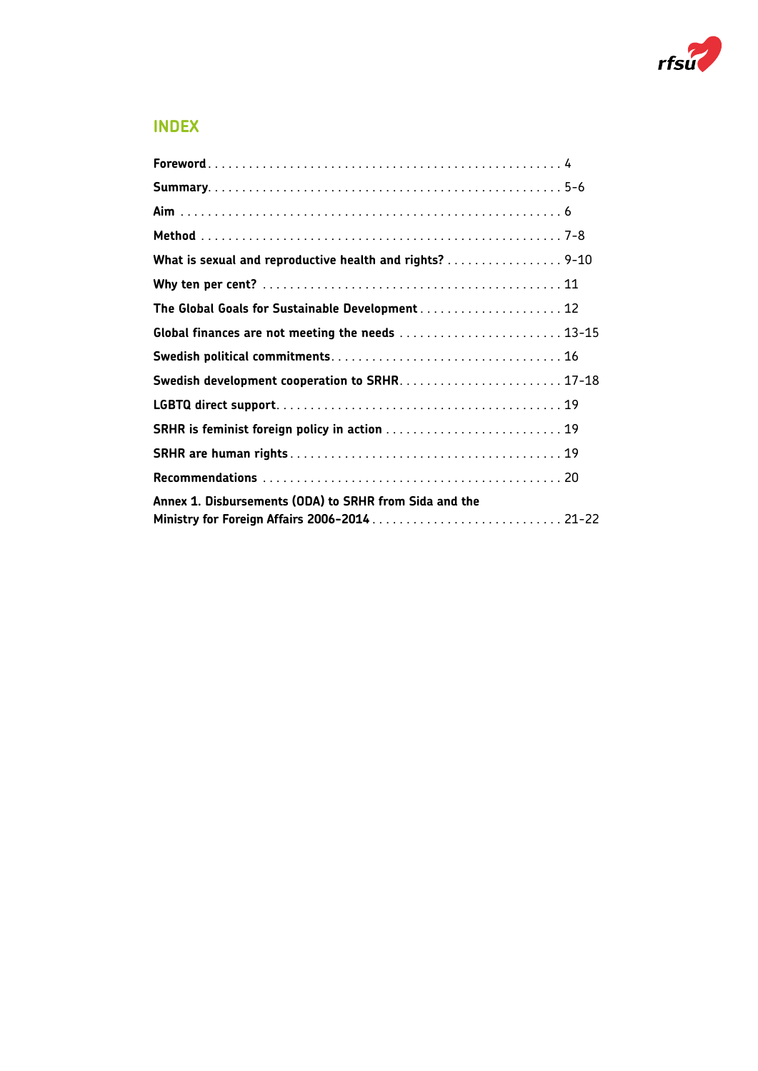## INDEX

| | |
|---|---|
| **Foreword** | 4 |
| **Summary** | 5-6 |
| **Aim** | 6 |
| **Method** | 7-8 |
| **What is sexual and reproductive health and rights?** | 9-10 |
| **Why ten per cent?** | 11 |
| **The Global Goals for Sustainable Development** | 12 |
| **Global finances are not meeting the needs** | 13-15 |
| **Swedish political commitments** | 16 |
| **Swedish development cooperation to SRHR** | 17-18 |
| **LGBTQ direct support** | 19 |
| **SRHR is feminist foreign policy in action** | 19 |
| **SRHR are human rights** | 19 |
| **Recommendations** | 20 |
| **Annex 1. Disbursements (ODA) to SRHR from Sida and the Ministry for Foreign Affairs 2006-2014** | 21-22 |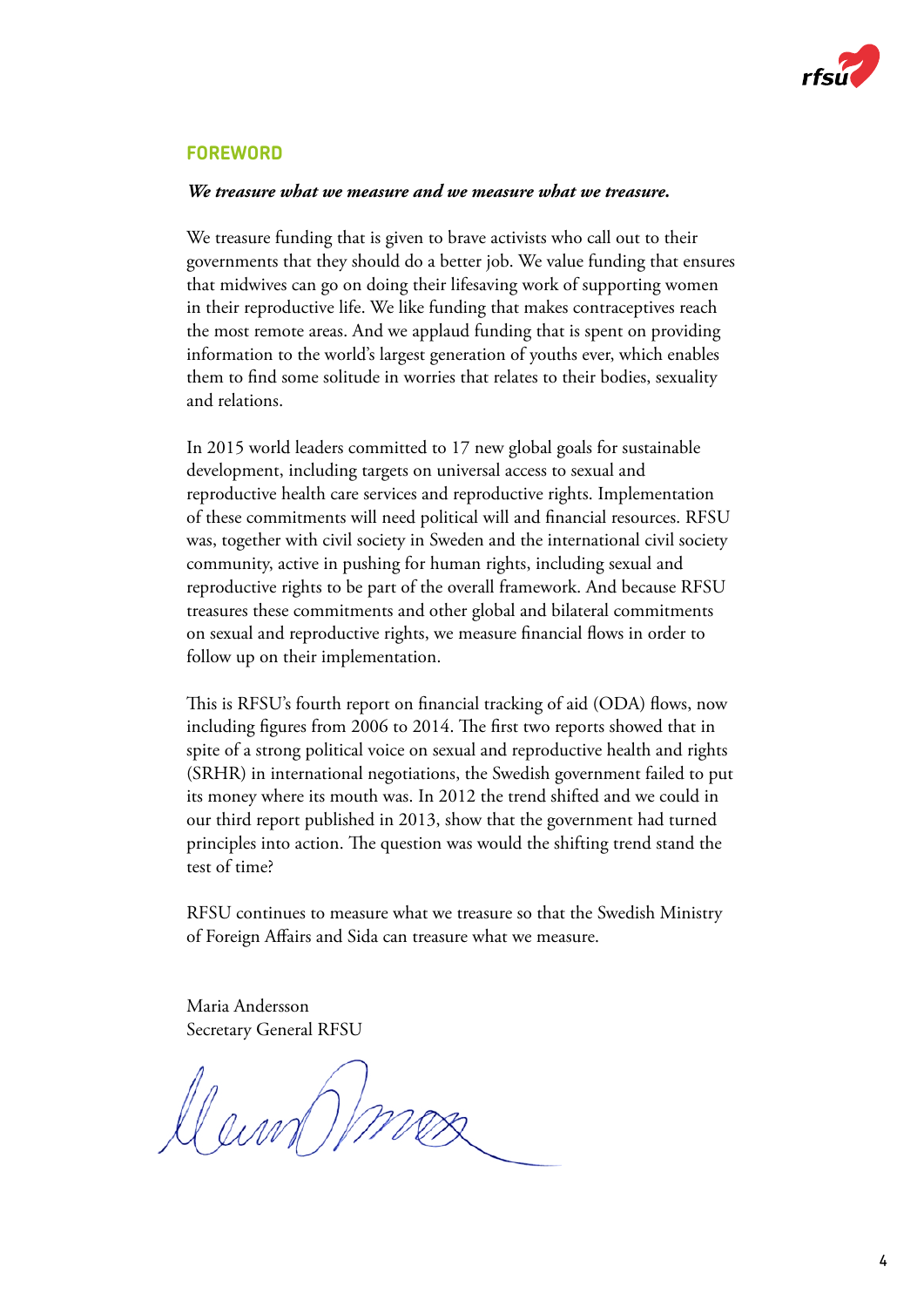## FOREWORD

***We treasure what we measure and we measure what we treasure.***

We treasure funding that is given to brave activists who call out to their governments that they should do a better job. We value funding that ensures that midwives can go on doing their lifesaving work of supporting women in their reproductive life. We like funding that makes contraceptives reach the most remote areas. And we applaud funding that is spent on providing information to the world's largest generation of youths ever, which enables them to find some solitude in worries that relates to their bodies, sexuality and relations.

In 2015 world leaders committed to 17 new global goals for sustainable development, including targets on universal access to sexual and reproductive health care services and reproductive rights. Implementation of these commitments will need political will and financial resources. RFSU was, together with civil society in Sweden and the international civil society community, active in pushing for human rights, including sexual and reproductive rights to be part of the overall framework. And because RFSU treasures these commitments and other global and bilateral commitments on sexual and reproductive rights, we measure financial flows in order to follow up on their implementation.

This is RFSU's fourth report on financial tracking of aid (ODA) flows, now including figures from 2006 to 2014. The first two reports showed that in spite of a strong political voice on sexual and reproductive health and rights (SRHR) in international negotiations, the Swedish government failed to put its money where its mouth was. In 2012 the trend shifted and we could in our third report published in 2013, show that the government had turned principles into action. The question was would the shifting trend stand the test of time?

RFSU continues to measure what we treasure so that the Swedish Ministry of Foreign Affairs and Sida can treasure what we measure.

Maria Andersson
Secretary General RFSU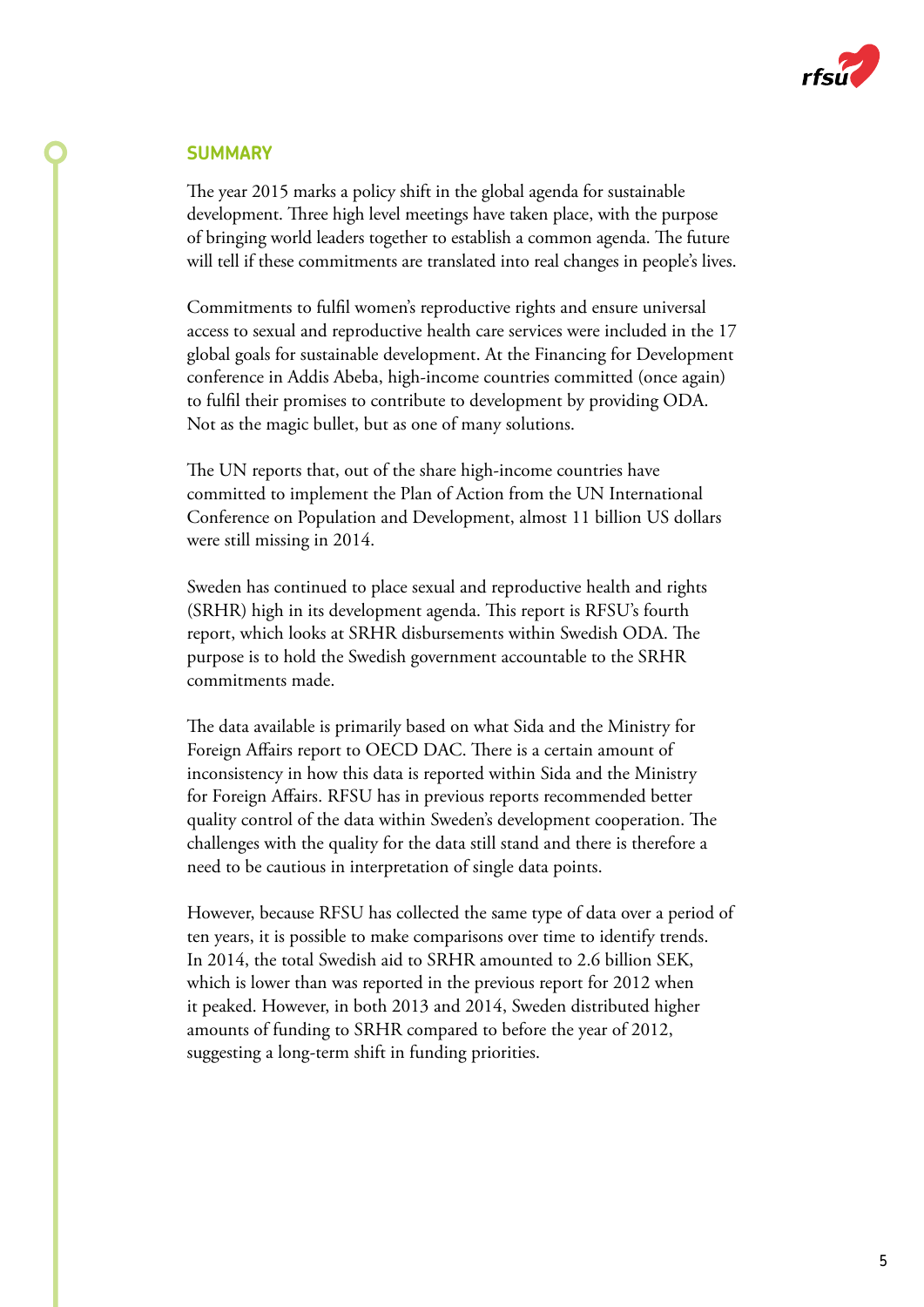## SUMMARY

The year 2015 marks a policy shift in the global agenda for sustainable development. Three high level meetings have taken place, with the purpose of bringing world leaders together to establish a common agenda. The future will tell if these commitments are translated into real changes in people's lives.

Commitments to fulfil women's reproductive rights and ensure universal access to sexual and reproductive health care services were included in the 17 global goals for sustainable development. At the Financing for Development conference in Addis Abeba, high-income countries committed (once again) to fulfil their promises to contribute to development by providing ODA. Not as the magic bullet, but as one of many solutions.

The UN reports that, out of the share high-income countries have committed to implement the Plan of Action from the UN International Conference on Population and Development, almost 11 billion US dollars were still missing in 2014.

Sweden has continued to place sexual and reproductive health and rights (SRHR) high in its development agenda. This report is RFSU's fourth report, which looks at SRHR disbursements within Swedish ODA. The purpose is to hold the Swedish government accountable to the SRHR commitments made.

The data available is primarily based on what Sida and the Ministry for Foreign Affairs report to OECD DAC. There is a certain amount of inconsistency in how this data is reported within Sida and the Ministry for Foreign Affairs. RFSU has in previous reports recommended better quality control of the data within Sweden's development cooperation. The challenges with the quality for the data still stand and there is therefore a need to be cautious in interpretation of single data points.

However, because RFSU has collected the same type of data over a period of ten years, it is possible to make comparisons over time to identify trends. In 2014, the total Swedish aid to SRHR amounted to 2.6 billion SEK, which is lower than was reported in the previous report for 2012 when it peaked. However, in both 2013 and 2014, Sweden distributed higher amounts of funding to SRHR compared to before the year of 2012, suggesting a long-term shift in funding priorities.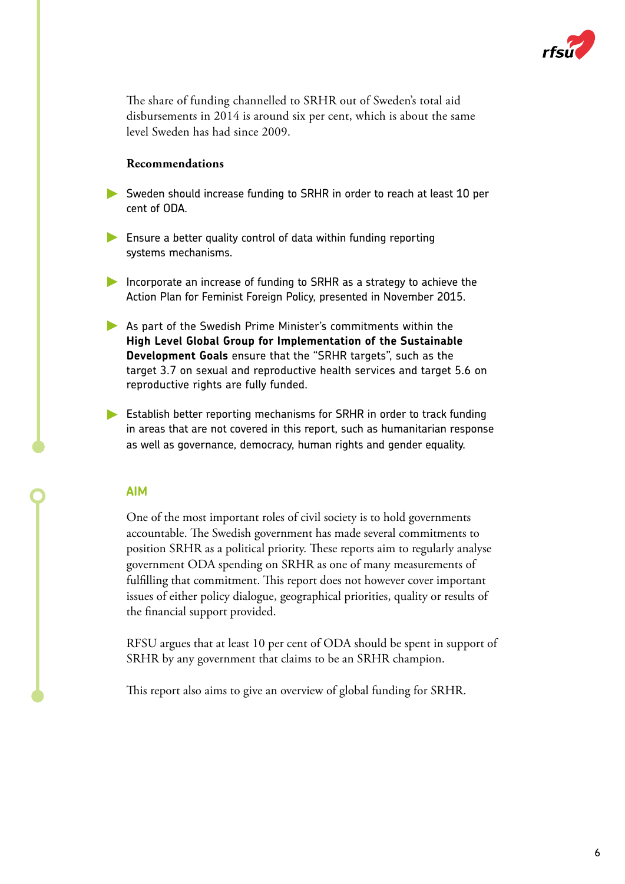The share of funding channelled to SRHR out of Sweden's total aid disbursements in 2014 is around six per cent, which is about the same level Sweden has had since 2009.

**Recommendations**

- Sweden should increase funding to SRHR in order to reach at least 10 per cent of ODA.
- Ensure a better quality control of data within funding reporting systems mechanisms.
- Incorporate an increase of funding to SRHR as a strategy to achieve the Action Plan for Feminist Foreign Policy, presented in November 2015.
- As part of the Swedish Prime Minister's commitments within the **High Level Global Group for Implementation of the Sustainable Development Goals** ensure that the "SRHR targets", such as the target 3.7 on sexual and reproductive health services and target 5.6 on reproductive rights are fully funded.
- Establish better reporting mechanisms for SRHR in order to track funding in areas that are not covered in this report, such as humanitarian response as well as governance, democracy, human rights and gender equality.

## AIM

One of the most important roles of civil society is to hold governments accountable. The Swedish government has made several commitments to position SRHR as a political priority. These reports aim to regularly analyse government ODA spending on SRHR as one of many measurements of fulfilling that commitment. This report does not however cover important issues of either policy dialogue, geographical priorities, quality or results of the financial support provided.

RFSU argues that at least 10 per cent of ODA should be spent in support of SRHR by any government that claims to be an SRHR champion.

This report also aims to give an overview of global funding for SRHR.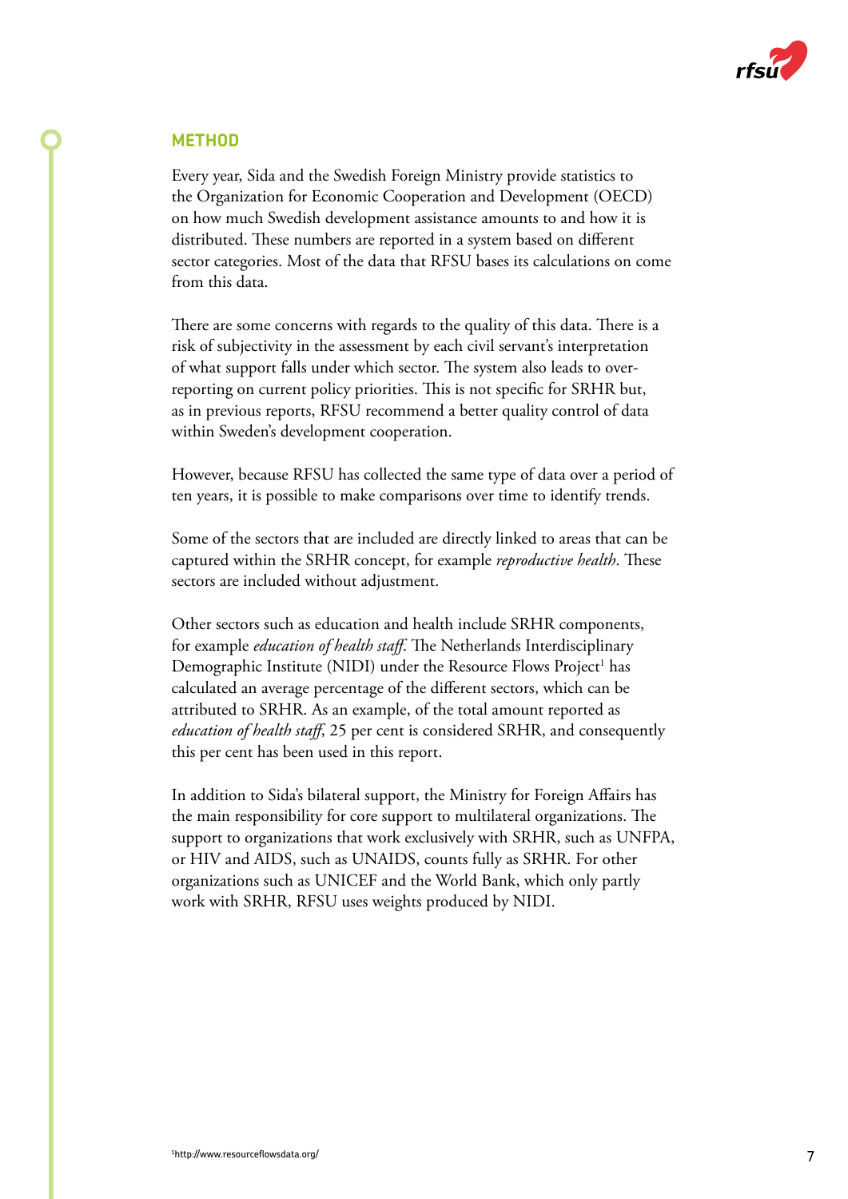## METHOD

Every year, Sida and the Swedish Foreign Ministry provide statistics to the Organization for Economic Cooperation and Development (OECD) on how much Swedish development assistance amounts to and how it is distributed. These numbers are reported in a system based on different sector categories. Most of the data that RFSU bases its calculations on come from this data.

There are some concerns with regards to the quality of this data. There is a risk of subjectivity in the assessment by each civil servant's interpretation of what support falls under which sector. The system also leads to over-reporting on current policy priorities. This is not specific for SRHR but, as in previous reports, RFSU recommend a better quality control of data within Sweden's development cooperation.

However, because RFSU has collected the same type of data over a period of ten years, it is possible to make comparisons over time to identify trends.

Some of the sectors that are included are directly linked to areas that can be captured within the SRHR concept, for example *reproductive health*. These sectors are included without adjustment.

Other sectors such as education and health include SRHR components, for example *education of health staff*. The Netherlands Interdisciplinary Demographic Institute (NIDI) under the Resource Flows Project[1] has calculated an average percentage of the different sectors, which can be attributed to SRHR. As an example, of the total amount reported as *education of health staff*, 25 per cent is considered SRHR, and consequently this per cent has been used in this report.

In addition to Sida's bilateral support, the Ministry for Foreign Affairs has the main responsibility for core support to multilateral organizations. The support to organizations that work exclusively with SRHR, such as UNFPA, or HIV and AIDS, such as UNAIDS, counts fully as SRHR. For other organizations such as UNICEF and the World Bank, which only partly work with SRHR, RFSU uses weights produced by NIDI.

[1] http://www.resourceflowsdata.org/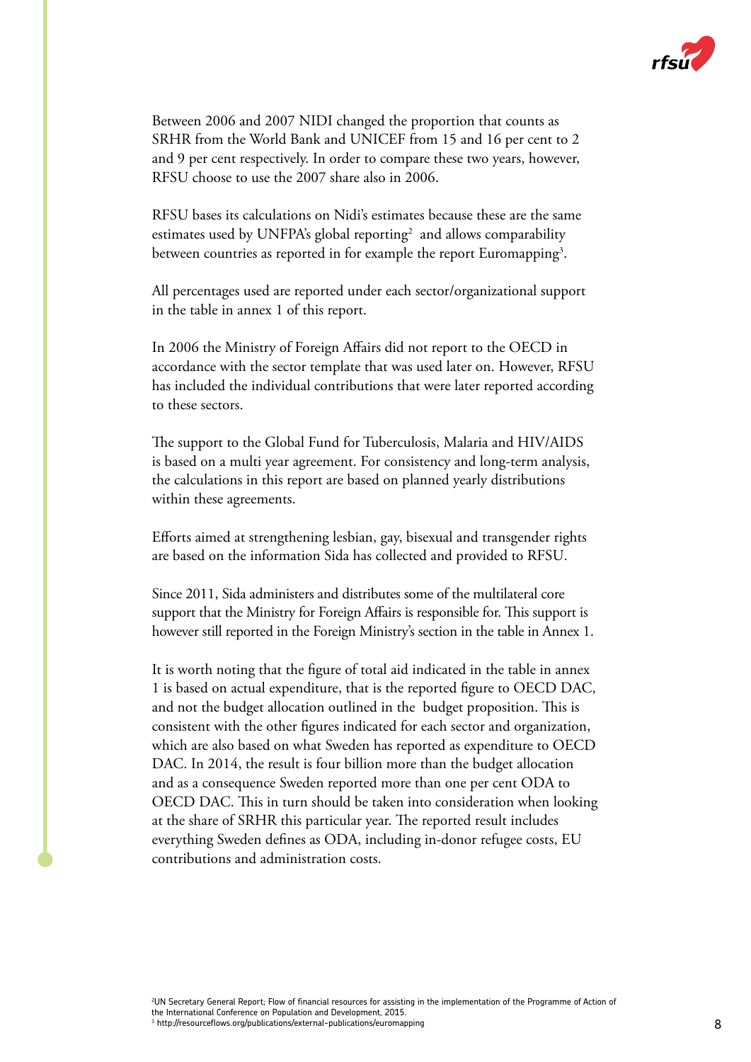Between 2006 and 2007 NIDI changed the proportion that counts as SRHR from the World Bank and UNICEF from 15 and 16 per cent to 2 and 9 per cent respectively. In order to compare these two years, however, RFSU choose to use the 2007 share also in 2006.

RFSU bases its calculations on Nidi's estimates because these are the same estimates used by UNFPA's global reporting[2] and allows comparability between countries as reported in for example the report Euromapping[3].

All percentages used are reported under each sector/organizational support in the table in annex 1 of this report.

In 2006 the Ministry of Foreign Affairs did not report to the OECD in accordance with the sector template that was used later on. However, RFSU has included the individual contributions that were later reported according to these sectors.

The support to the Global Fund for Tuberculosis, Malaria and HIV/AIDS is based on a multi year agreement. For consistency and long-term analysis, the calculations in this report are based on planned yearly distributions within these agreements.

Efforts aimed at strengthening lesbian, gay, bisexual and transgender rights are based on the information Sida has collected and provided to RFSU.

Since 2011, Sida administers and distributes some of the multilateral core support that the Ministry for Foreign Affairs is responsible for. This support is however still reported in the Foreign Ministry's section in the table in Annex 1.

It is worth noting that the figure of total aid indicated in the table in annex 1 is based on actual expenditure, that is the reported figure to OECD DAC, and not the budget allocation outlined in the budget proposition. This is consistent with the other figures indicated for each sector and organization, which are also based on what Sweden has reported as expenditure to OECD DAC. In 2014, the result is four billion more than the budget allocation and as a consequence Sweden reported more than one per cent ODA to OECD DAC. This in turn should be taken into consideration when looking at the share of SRHR this particular year. The reported result includes everything Sweden defines as ODA, including in-donor refugee costs, EU contributions and administration costs.

[2] UN Secretary General Report; Flow of financial resources for assisting in the implementation of the Programme of Action of the International Conference on Population and Development, 2015.

[3] http://resourceflows.org/publications/external-publications/euromapping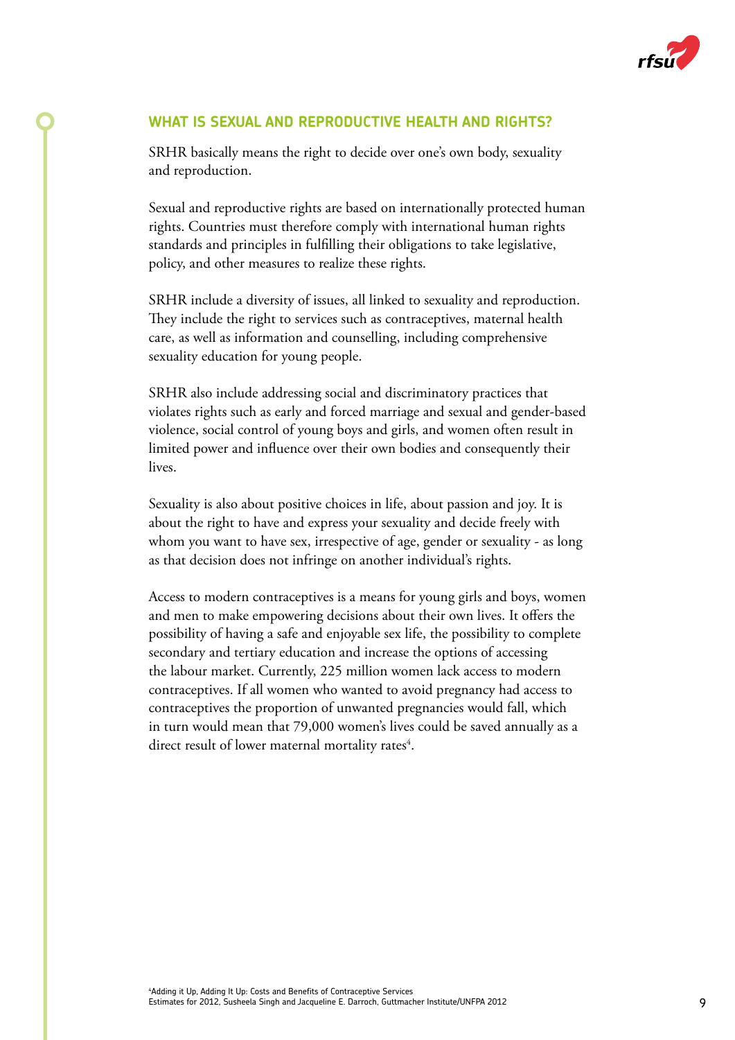## WHAT IS SEXUAL AND REPRODUCTIVE HEALTH AND RIGHTS?

SRHR basically means the right to decide over one's own body, sexuality and reproduction.

Sexual and reproductive rights are based on internationally protected human rights. Countries must therefore comply with international human rights standards and principles in fulfilling their obligations to take legislative, policy, and other measures to realize these rights.

SRHR include a diversity of issues, all linked to sexuality and reproduction. They include the right to services such as contraceptives, maternal health care, as well as information and counselling, including comprehensive sexuality education for young people.

SRHR also include addressing social and discriminatory practices that violates rights such as early and forced marriage and sexual and gender-based violence, social control of young boys and girls, and women often result in limited power and influence over their own bodies and consequently their lives.

Sexuality is also about positive choices in life, about passion and joy. It is about the right to have and express your sexuality and decide freely with whom you want to have sex, irrespective of age, gender or sexuality - as long as that decision does not infringe on another individual's rights.

Access to modern contraceptives is a means for young girls and boys, women and men to make empowering decisions about their own lives. It offers the possibility of having a safe and enjoyable sex life, the possibility to complete secondary and tertiary education and increase the options of accessing the labour market. Currently, 225 million women lack access to modern contraceptives. If all women who wanted to avoid pregnancy had access to contraceptives the proportion of unwanted pregnancies would fall, which in turn would mean that 79,000 women's lives could be saved annually as a direct result of lower maternal mortality rates[4].

[4]Adding it Up, Adding It Up: Costs and Benefits of Contraceptive Services Estimates for 2012, Susheela Singh and Jacqueline E. Darroch, Guttmacher Institute/UNFPA 2012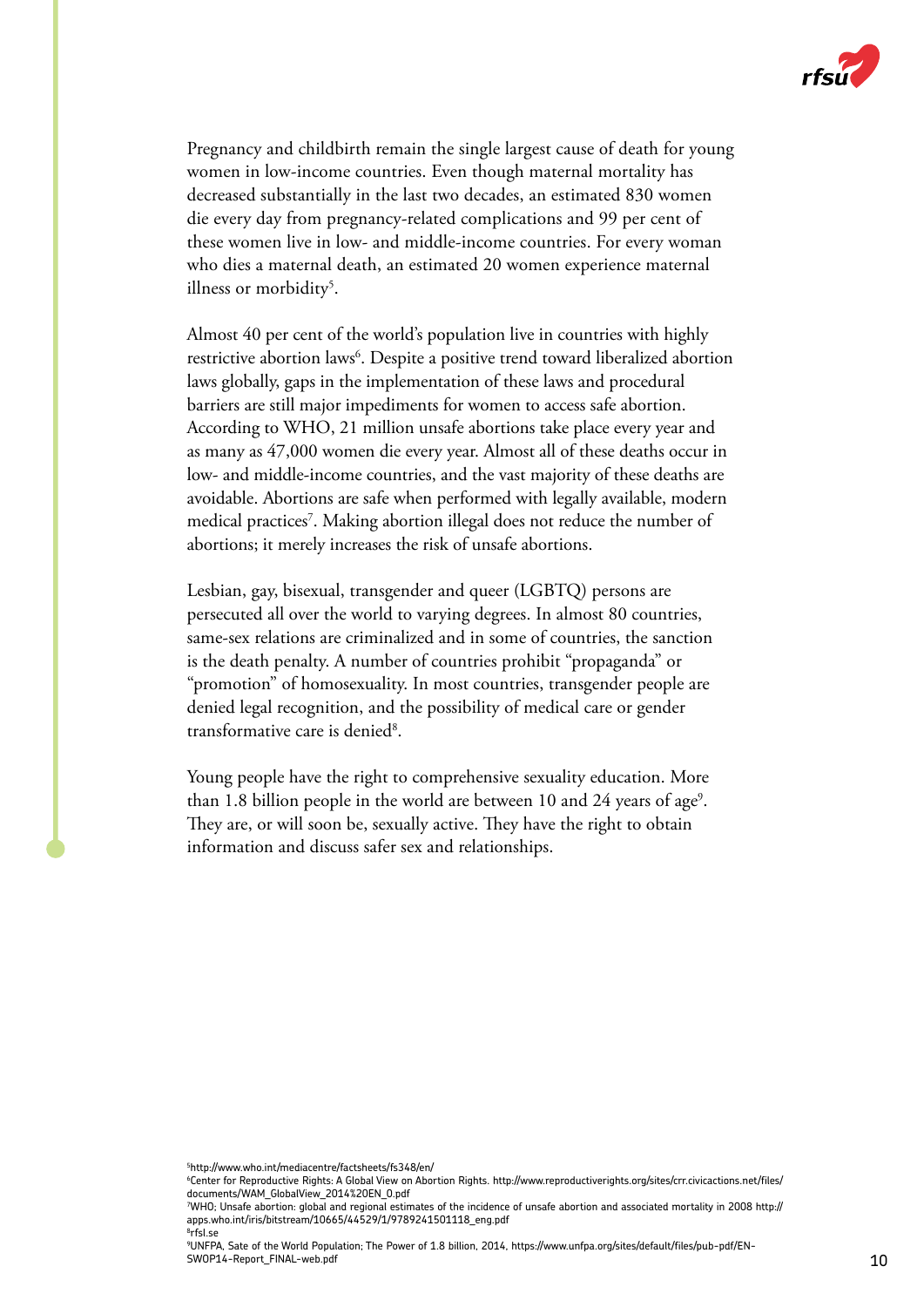Pregnancy and childbirth remain the single largest cause of death for young women in low-income countries. Even though maternal mortality has decreased substantially in the last two decades, an estimated 830 women die every day from pregnancy-related complications and 99 per cent of these women live in low- and middle-income countries. For every woman who dies a maternal death, an estimated 20 women experience maternal illness or morbidity[5].

Almost 40 per cent of the world's population live in countries with highly restrictive abortion laws[6]. Despite a positive trend toward liberalized abortion laws globally, gaps in the implementation of these laws and procedural barriers are still major impediments for women to access safe abortion. According to WHO, 21 million unsafe abortions take place every year and as many as 47,000 women die every year. Almost all of these deaths occur in low- and middle-income countries, and the vast majority of these deaths are avoidable. Abortions are safe when performed with legally available, modern medical practices[7]. Making abortion illegal does not reduce the number of abortions; it merely increases the risk of unsafe abortions.

Lesbian, gay, bisexual, transgender and queer (LGBTQ) persons are persecuted all over the world to varying degrees. In almost 80 countries, same-sex relations are criminalized and in some of countries, the sanction is the death penalty. A number of countries prohibit "propaganda" or "promotion" of homosexuality. In most countries, transgender people are denied legal recognition, and the possibility of medical care or gender transformative care is denied[8].

Young people have the right to comprehensive sexuality education. More than 1.8 billion people in the world are between 10 and 24 years of age[9]. They are, or will soon be, sexually active. They have the right to obtain information and discuss safer sex and relationships.

[5]http://www.who.int/mediacentre/factsheets/fs348/en/
[6]Center for Reproductive Rights: A Global View on Abortion Rights. http://www.reproductiverights.org/sites/crr.civicactions.net/files/documents/WAM_GlobalView_2014%20EN_0.pdf
[7]WHO; Unsafe abortion: global and regional estimates of the incidence of unsafe abortion and associated mortality in 2008 http://apps.who.int/iris/bitstream/10665/44529/1/9789241501118_eng.pdf
[8]rfsl.se
[9]UNFPA, Sate of the World Population; The Power of 1.8 billion, 2014, https://www.unfpa.org/sites/default/files/pub-pdf/EN-SWOP14-Report_FINAL-web.pdf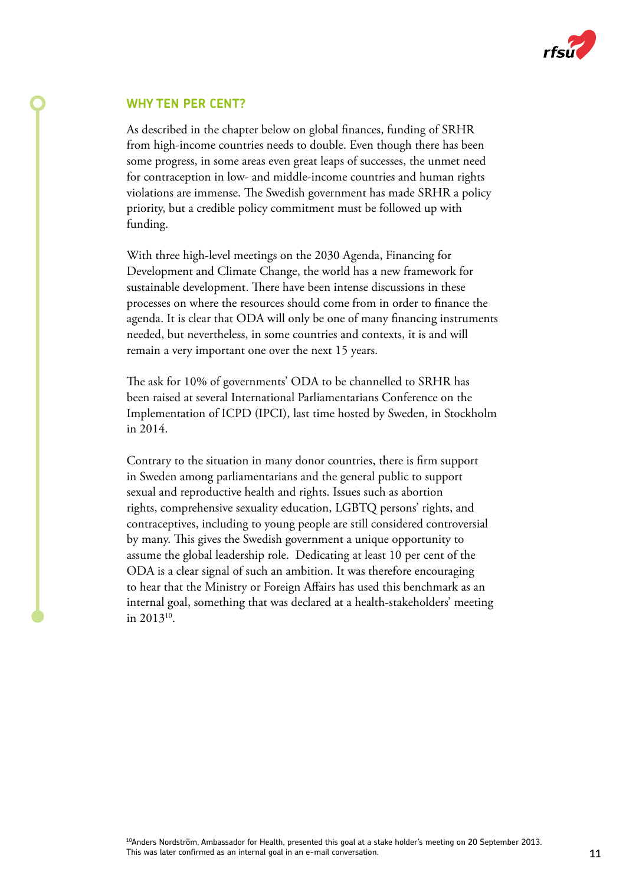## WHY TEN PER CENT?

As described in the chapter below on global finances, funding of SRHR from high-income countries needs to double. Even though there has been some progress, in some areas even great leaps of successes, the unmet need for contraception in low- and middle-income countries and human rights violations are immense. The Swedish government has made SRHR a policy priority, but a credible policy commitment must be followed up with funding.

With three high-level meetings on the 2030 Agenda, Financing for Development and Climate Change, the world has a new framework for sustainable development. There have been intense discussions in these processes on where the resources should come from in order to finance the agenda. It is clear that ODA will only be one of many financing instruments needed, but nevertheless, in some countries and contexts, it is and will remain a very important one over the next 15 years.

The ask for 10% of governments' ODA to be channelled to SRHR has been raised at several International Parliamentarians Conference on the Implementation of ICPD (IPCI), last time hosted by Sweden, in Stockholm in 2014.

Contrary to the situation in many donor countries, there is firm support in Sweden among parliamentarians and the general public to support sexual and reproductive health and rights. Issues such as abortion rights, comprehensive sexuality education, LGBTQ persons' rights, and contraceptives, including to young people are still considered controversial by many. This gives the Swedish government a unique opportunity to assume the global leadership role. Dedicating at least 10 per cent of the ODA is a clear signal of such an ambition. It was therefore encouraging to hear that the Ministry or Foreign Affairs has used this benchmark as an internal goal, something that was declared at a health-stakeholders' meeting in 2013[10].

[10]Anders Nordström, Ambassador for Health, presented this goal at a stake holder's meeting on 20 September 2013. This was later confirmed as an internal goal in an e-mail conversation.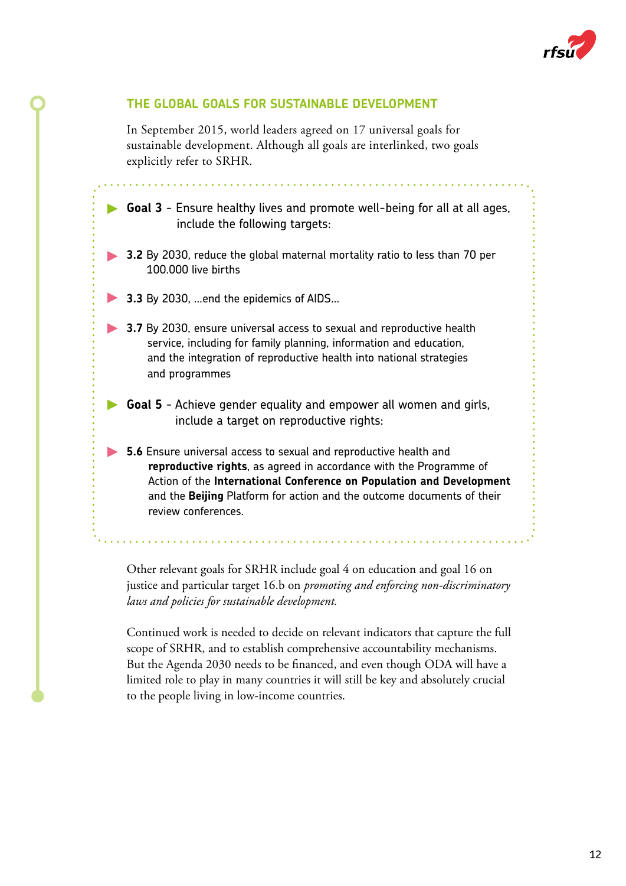## THE GLOBAL GOALS FOR SUSTAINABLE DEVELOPMENT

In September 2015, world leaders agreed on 17 universal goals for sustainable development. Although all goals are interlinked, two goals explicitly refer to SRHR.

- **Goal 3** - Ensure healthy lives and promote well-being for all at all ages, include the following targets:
- **3.2** By 2030, reduce the global maternal mortality ratio to less than 70 per 100.000 live births
- **3.3** By 2030, ...end the epidemics of AIDS...
- **3.7** By 2030, ensure universal access to sexual and reproductive health service, including for family planning, information and education, and the integration of reproductive health into national strategies and programmes
- **Goal 5** - Achieve gender equality and empower all women and girls, include a target on reproductive rights:
- **5.6** Ensure universal access to sexual and reproductive health and **reproductive rights**, as agreed in accordance with the Programme of Action of the **International Conference on Population and Development** and the **Beijing** Platform for action and the outcome documents of their review conferences.

Other relevant goals for SRHR include goal 4 on education and goal 16 on justice and particular target 16.b on *promoting and enforcing non-discriminatory laws and policies for sustainable development.*

Continued work is needed to decide on relevant indicators that capture the full scope of SRHR, and to establish comprehensive accountability mechanisms. But the Agenda 2030 needs to be financed, and even though ODA will have a limited role to play in many countries it will still be key and absolutely crucial to the people living in low-income countries.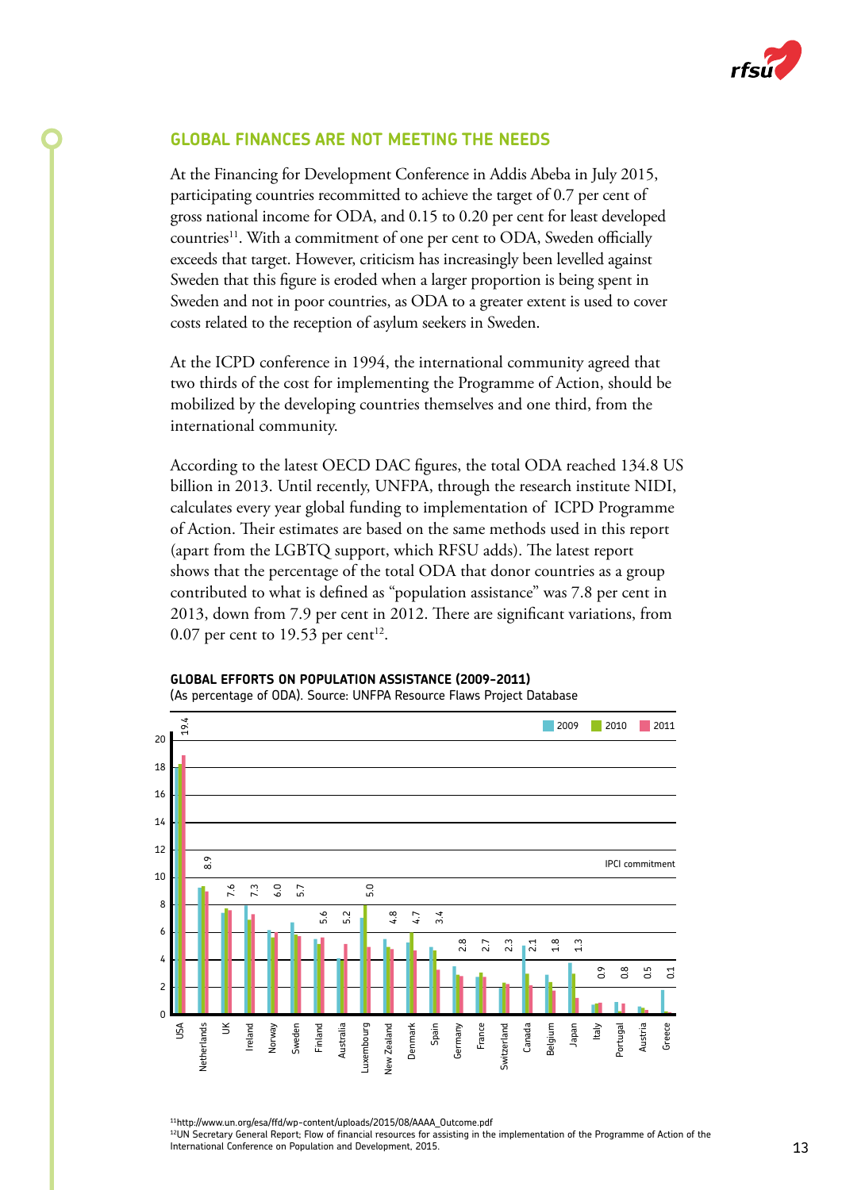## GLOBAL FINANCES ARE NOT MEETING THE NEEDS

At the Financing for Development Conference in Addis Abeba in July 2015, participating countries recommitted to achieve the target of 0.7 per cent of gross national income for ODA, and 0.15 to 0.20 per cent for least developed countries[11]. With a commitment of one per cent to ODA, Sweden officially exceeds that target. However, criticism has increasingly been levelled against Sweden that this figure is eroded when a larger proportion is being spent in Sweden and not in poor countries, as ODA to a greater extent is used to cover costs related to the reception of asylum seekers in Sweden.

At the ICPD conference in 1994, the international community agreed that two thirds of the cost for implementing the Programme of Action, should be mobilized by the developing countries themselves and one third, from the international community.

According to the latest OECD DAC figures, the total ODA reached 134.8 US billion in 2013. Until recently, UNFPA, through the research institute NIDI, calculates every year global funding to implementation of ICPD Programme of Action. Their estimates are based on the same methods used in this report (apart from the LGBTQ support, which RFSU adds). The latest report shows that the percentage of the total ODA that donor countries as a group contributed to what is defined as "population assistance" was 7.8 per cent in 2013, down from 7.9 per cent in 2012. There are significant variations, from 0.07 per cent to 19.53 per cent[12].

**GLOBAL EFFORTS ON POPULATION ASSISTANCE (2009-2011)**
(As percentage of ODA). Source: UNFPA Resource Flaws Project Database

| Country | 2011 value shown |
|---|---|
| USA | 19.4 |
| Netherlands | 8.9 |
| UK | 7.6 |
| Ireland | 7.3 |
| Norway | 6.0 |
| Sweden | 5.7 |
| Finland | 5.6 |
| Australia | 5.2 |
| Luxembourg | 5.0 |
| New Zealand | 4.8 |
| Denmark | 4.7 |
| Spain | 3.4 |
| Germany | 2.8 |
| France | 2.7 |
| Switzerland | 2.3 |
| Canada | 2.1 |
| Belgium | 1.8 |
| Japan | 1.3 |
| Italy | 0.9 |
| Portugal | 0.8 |
| Austria | 0.5 |
| Greece | 0.1 |

Legend: 2009, 2010, 2011. IPCI commitment

[11] http://www.un.org/esa/ffd/wp-content/uploads/2015/08/AAAA_Outcome.pdf

[12] UN Secretary General Report; Flow of financial resources for assisting in the implementation of the Programme of Action of the International Conference on Population and Development, 2015.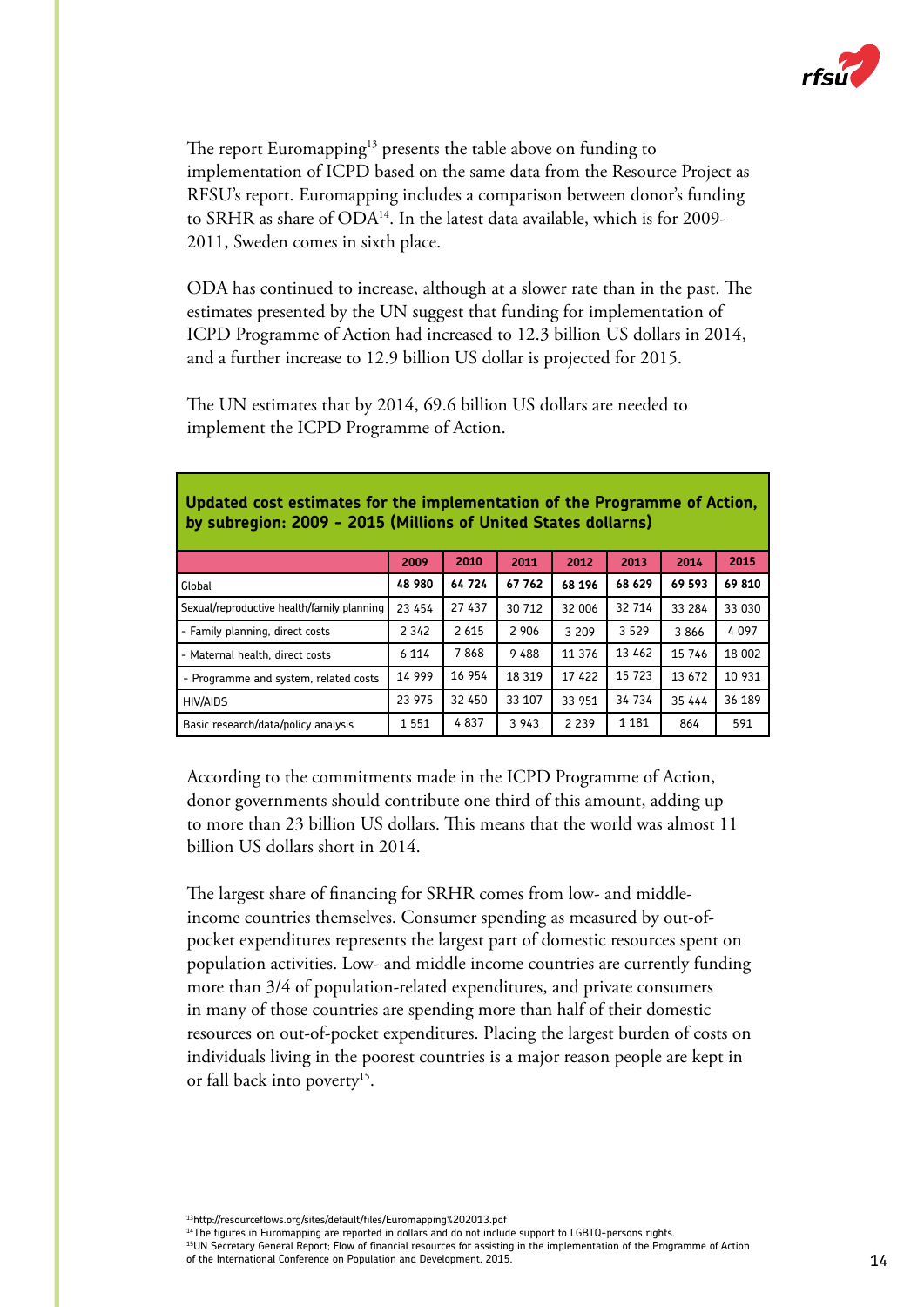The report Euromapping[13] presents the table above on funding to implementation of ICPD based on the same data from the Resource Project as RFSU's report. Euromapping includes a comparison between donor's funding to SRHR as share of ODA[14]. In the latest data available, which is for 2009-2011, Sweden comes in sixth place.

ODA has continued to increase, although at a slower rate than in the past. The estimates presented by the UN suggest that funding for implementation of ICPD Programme of Action had increased to 12.3 billion US dollars in 2014, and a further increase to 12.9 billion US dollar is projected for 2015.

The UN estimates that by 2014, 69.6 billion US dollars are needed to implement the ICPD Programme of Action.

**Updated cost estimates for the implementation of the Programme of Action, by subregion: 2009 – 2015 (Millions of United States dollarns)**

| | 2009 | 2010 | 2011 | 2012 | 2013 | 2014 | 2015 |
|---|---|---|---|---|---|---|---|
| Global | **48 980** | **64 724** | **67 762** | **68 196** | **68 629** | **69 593** | **69 810** |
| Sexual/reproductive health/family planning | 23 454 | 27 437 | 30 712 | 32 006 | 32 714 | 33 284 | 33 030 |
| - Family planning, direct costs | 2 342 | 2 615 | 2 906 | 3 209 | 3 529 | 3 866 | 4 097 |
| - Maternal health, direct costs | 6 114 | 7 868 | 9 488 | 11 376 | 13 462 | 15 746 | 18 002 |
| - Programme and system, related costs | 14 999 | 16 954 | 18 319 | 17 422 | 15 723 | 13 672 | 10 931 |
| HIV/AIDS | 23 975 | 32 450 | 33 107 | 33 951 | 34 734 | 35 444 | 36 189 |
| Basic research/data/policy analysis | 1 551 | 4 837 | 3 943 | 2 239 | 1 181 | 864 | 591 |

According to the commitments made in the ICPD Programme of Action, donor governments should contribute one third of this amount, adding up to more than 23 billion US dollars. This means that the world was almost 11 billion US dollars short in 2014.

The largest share of financing for SRHR comes from low- and middle-income countries themselves. Consumer spending as measured by out-of-pocket expenditures represents the largest part of domestic resources spent on population activities. Low- and middle income countries are currently funding more than 3/4 of population-related expenditures, and private consumers in many of those countries are spending more than half of their domestic resources on out-of-pocket expenditures. Placing the largest burden of costs on individuals living in the poorest countries is a major reason people are kept in or fall back into poverty[15].

[13] http://resourceflows.org/sites/default/files/Euromapping%202013.pdf

[14] The figures in Euromapping are reported in dollars and do not include support to LGBTQ-persons rights.

[15] UN Secretary General Report; Flow of financial resources for assisting in the implementation of the Programme of Action of the International Conference on Population and Development, 2015.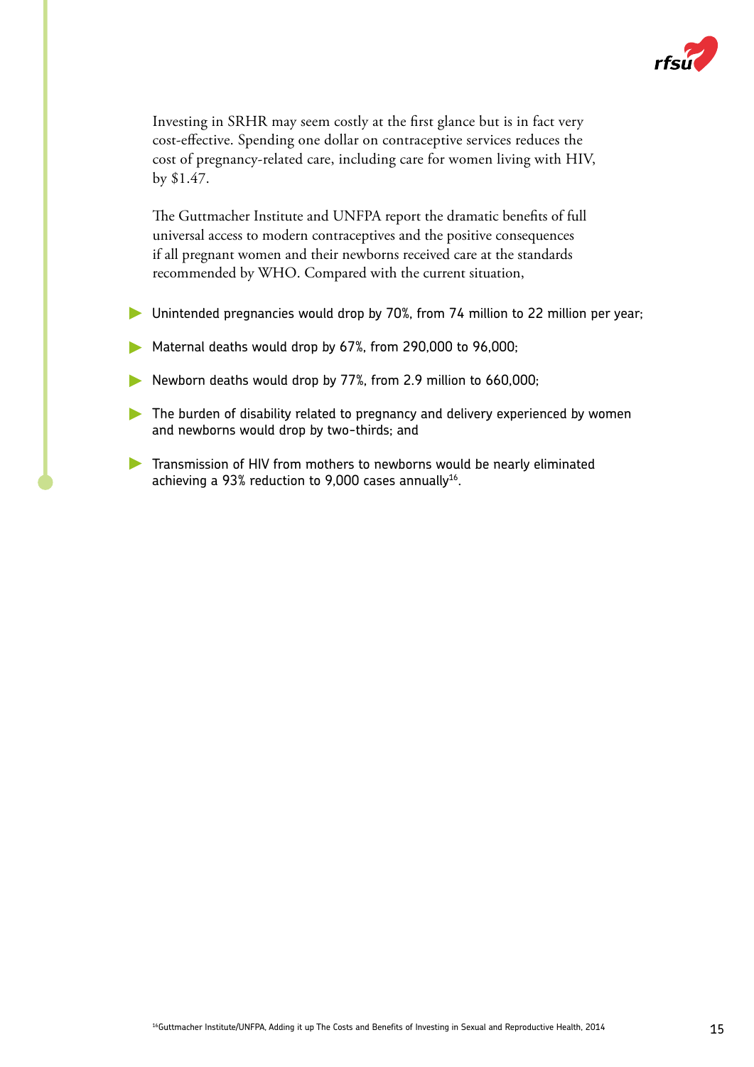Investing in SRHR may seem costly at the first glance but is in fact very cost-effective. Spending one dollar on contraceptive services reduces the cost of pregnancy-related care, including care for women living with HIV, by $1.47.

The Guttmacher Institute and UNFPA report the dramatic benefits of full universal access to modern contraceptives and the positive consequences if all pregnant women and their newborns received care at the standards recommended by WHO. Compared with the current situation,

- Unintended pregnancies would drop by 70%, from 74 million to 22 million per year;
- Maternal deaths would drop by 67%, from 290,000 to 96,000;
- Newborn deaths would drop by 77%, from 2.9 million to 660,000;
- The burden of disability related to pregnancy and delivery experienced by women and newborns would drop by two-thirds; and
- Transmission of HIV from mothers to newborns would be nearly eliminated achieving a 93% reduction to 9,000 cases annually[16].

[16]Guttmacher Institute/UNFPA, Adding it up The Costs and Benefits of Investing in Sexual and Reproductive Health, 2014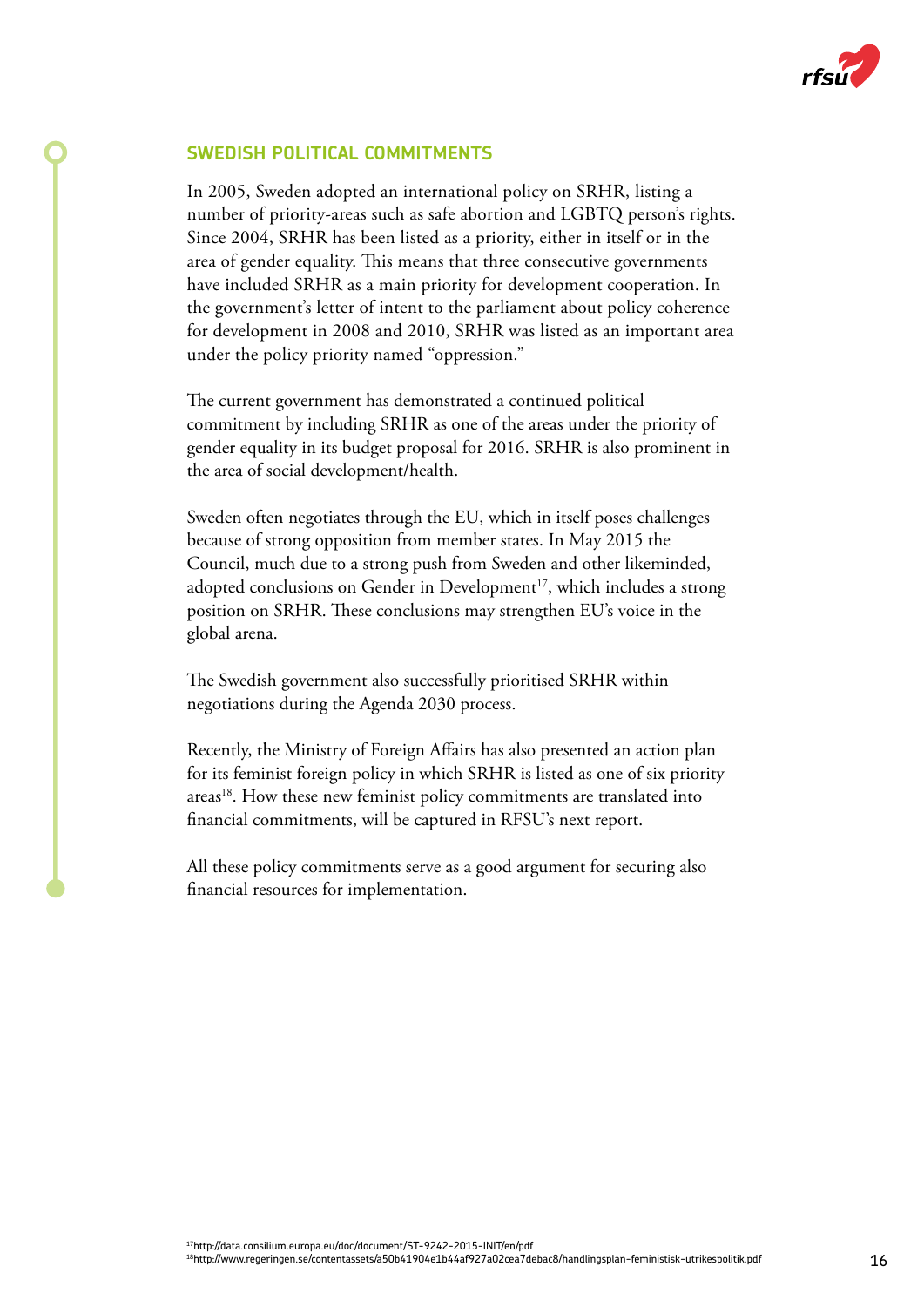## SWEDISH POLITICAL COMMITMENTS

In 2005, Sweden adopted an international policy on SRHR, listing a number of priority-areas such as safe abortion and LGBTQ person's rights. Since 2004, SRHR has been listed as a priority, either in itself or in the area of gender equality. This means that three consecutive governments have included SRHR as a main priority for development cooperation. In the government's letter of intent to the parliament about policy coherence for development in 2008 and 2010, SRHR was listed as an important area under the policy priority named "oppression."

The current government has demonstrated a continued political commitment by including SRHR as one of the areas under the priority of gender equality in its budget proposal for 2016. SRHR is also prominent in the area of social development/health.

Sweden often negotiates through the EU, which in itself poses challenges because of strong opposition from member states. In May 2015 the Council, much due to a strong push from Sweden and other likeminded, adopted conclusions on Gender in Development[17], which includes a strong position on SRHR. These conclusions may strengthen EU's voice in the global arena.

The Swedish government also successfully prioritised SRHR within negotiations during the Agenda 2030 process.

Recently, the Ministry of Foreign Affairs has also presented an action plan for its feminist foreign policy in which SRHR is listed as one of six priority areas[18]. How these new feminist policy commitments are translated into financial commitments, will be captured in RFSU's next report.

All these policy commitments serve as a good argument for securing also financial resources for implementation.

[17] http://data.consilium.europa.eu/doc/document/ST-9242-2015-INIT/en/pdf
[18] http://www.regeringen.se/contentassets/a50b41904e1b44af927a02cea7debac8/handlingsplan-feministisk-utrikespolitik.pdf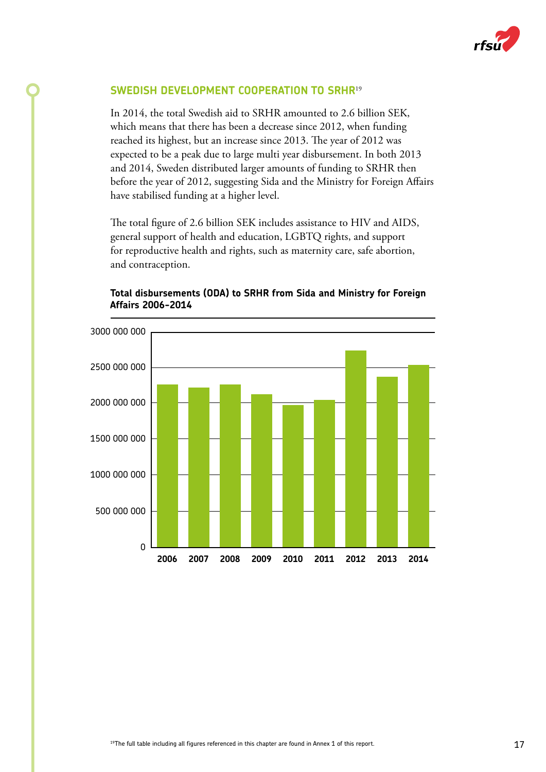## SWEDISH DEVELOPMENT COOPERATION TO SRHR[19]

In 2014, the total Swedish aid to SRHR amounted to 2.6 billion SEK, which means that there has been a decrease since 2012, when funding reached its highest, but an increase since 2013. The year of 2012 was expected to be a peak due to large multi year disbursement. In both 2013 and 2014, Sweden distributed larger amounts of funding to SRHR then before the year of 2012, suggesting Sida and the Ministry for Foreign Affairs have stabilised funding at a higher level.

The total figure of 2.6 billion SEK includes assistance to HIV and AIDS, general support of health and education, LGBTQ rights, and support for reproductive health and rights, such as maternity care, safe abortion, and contraception.

**Total disbursements (ODA) to SRHR from Sida and Ministry for Foreign Affairs 2006-2014**

[19]The full table including all figures referenced in this chapter are found in Annex 1 of this report.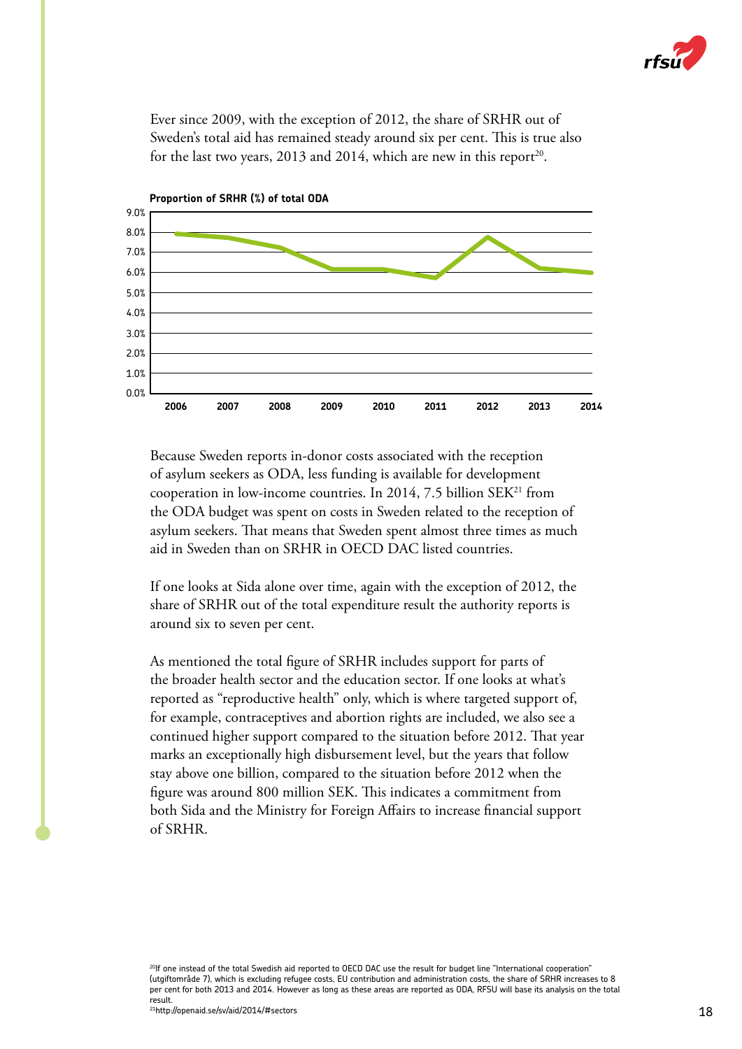Ever since 2009, with the exception of 2012, the share of SRHR out of Sweden's total aid has remained steady around six per cent. This is true also for the last two years, 2013 and 2014, which are new in this report[20].

**Proportion of SRHR (%) of total ODA**

Because Sweden reports in-donor costs associated with the reception of asylum seekers as ODA, less funding is available for development cooperation in low-income countries. In 2014, 7.5 billion SEK[21] from the ODA budget was spent on costs in Sweden related to the reception of asylum seekers. That means that Sweden spent almost three times as much aid in Sweden than on SRHR in OECD DAC listed countries.

If one looks at Sida alone over time, again with the exception of 2012, the share of SRHR out of the total expenditure result the authority reports is around six to seven per cent.

As mentioned the total figure of SRHR includes support for parts of the broader health sector and the education sector. If one looks at what's reported as "reproductive health" only, which is where targeted support of, for example, contraceptives and abortion rights are included, we also see a continued higher support compared to the situation before 2012. That year marks an exceptionally high disbursement level, but the years that follow stay above one billion, compared to the situation before 2012 when the figure was around 800 million SEK. This indicates a commitment from both Sida and the Ministry for Foreign Affairs to increase financial support of SRHR.

[20] If one instead of the total Swedish aid reported to OECD DAC use the result for budget line "International cooperation" (utgiftområde 7), which is excluding refugee costs, EU contribution and administration costs, the share of SRHR increases to 8 per cent for both 2013 and 2014. However as long as these areas are reported as ODA, RFSU will base its analysis on the total result.

[21] http://openaid.se/sv/aid/2014/#sectors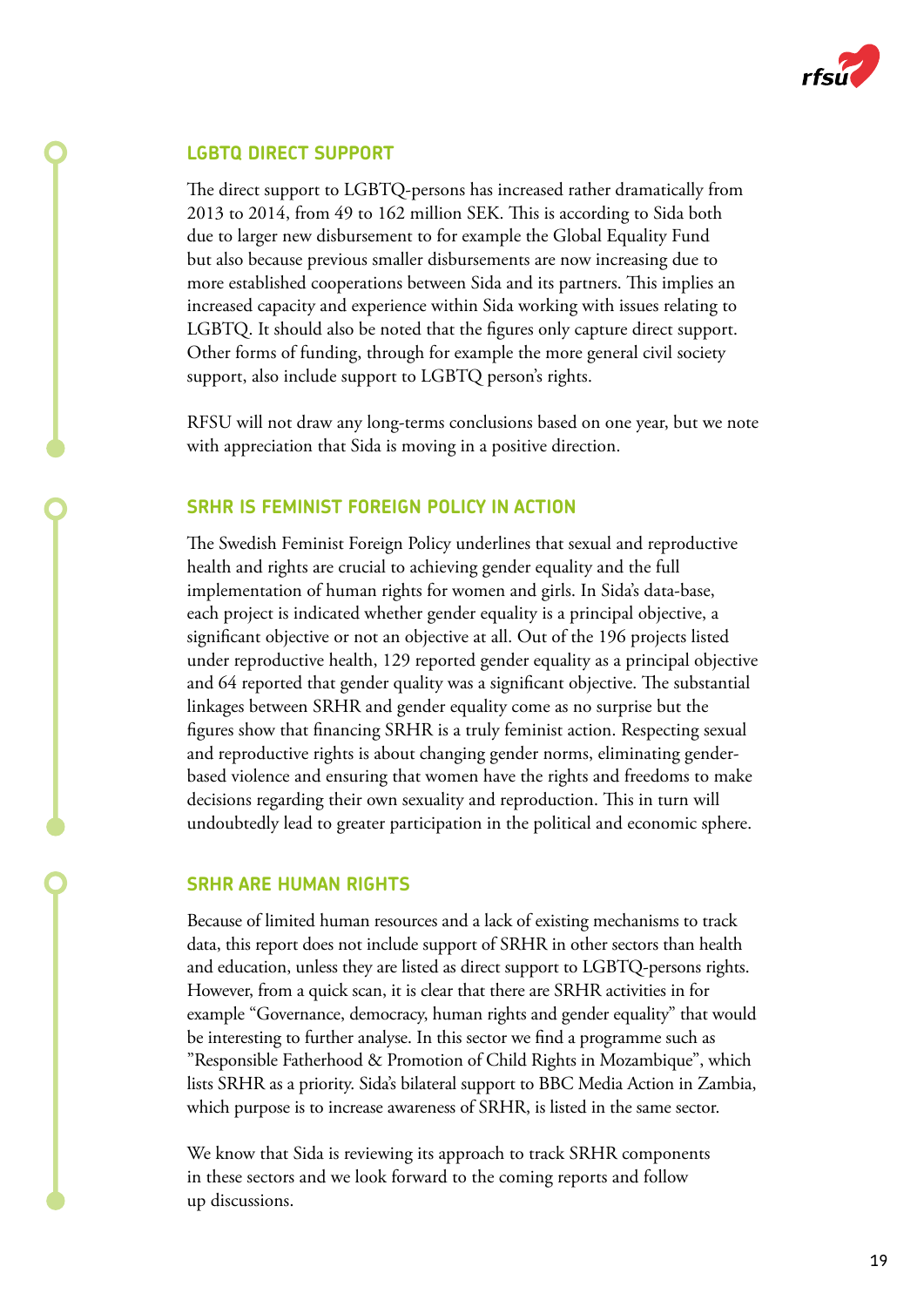## LGBTQ DIRECT SUPPORT

The direct support to LGBTQ-persons has increased rather dramatically from 2013 to 2014, from 49 to 162 million SEK. This is according to Sida both due to larger new disbursement to for example the Global Equality Fund but also because previous smaller disbursements are now increasing due to more established cooperations between Sida and its partners. This implies an increased capacity and experience within Sida working with issues relating to LGBTQ. It should also be noted that the figures only capture direct support. Other forms of funding, through for example the more general civil society support, also include support to LGBTQ person's rights.

RFSU will not draw any long-terms conclusions based on one year, but we note with appreciation that Sida is moving in a positive direction.

## SRHR IS FEMINIST FOREIGN POLICY IN ACTION

The Swedish Feminist Foreign Policy underlines that sexual and reproductive health and rights are crucial to achieving gender equality and the full implementation of human rights for women and girls. In Sida's data-base, each project is indicated whether gender equality is a principal objective, a significant objective or not an objective at all. Out of the 196 projects listed under reproductive health, 129 reported gender equality as a principal objective and 64 reported that gender quality was a significant objective. The substantial linkages between SRHR and gender equality come as no surprise but the figures show that financing SRHR is a truly feminist action. Respecting sexual and reproductive rights is about changing gender norms, eliminating gender-based violence and ensuring that women have the rights and freedoms to make decisions regarding their own sexuality and reproduction. This in turn will undoubtedly lead to greater participation in the political and economic sphere.

## SRHR ARE HUMAN RIGHTS

Because of limited human resources and a lack of existing mechanisms to track data, this report does not include support of SRHR in other sectors than health and education, unless they are listed as direct support to LGBTQ-persons rights. However, from a quick scan, it is clear that there are SRHR activities in for example "Governance, democracy, human rights and gender equality" that would be interesting to further analyse. In this sector we find a programme such as "Responsible Fatherhood & Promotion of Child Rights in Mozambique", which lists SRHR as a priority. Sida's bilateral support to BBC Media Action in Zambia, which purpose is to increase awareness of SRHR, is listed in the same sector.

We know that Sida is reviewing its approach to track SRHR components in these sectors and we look forward to the coming reports and follow up discussions.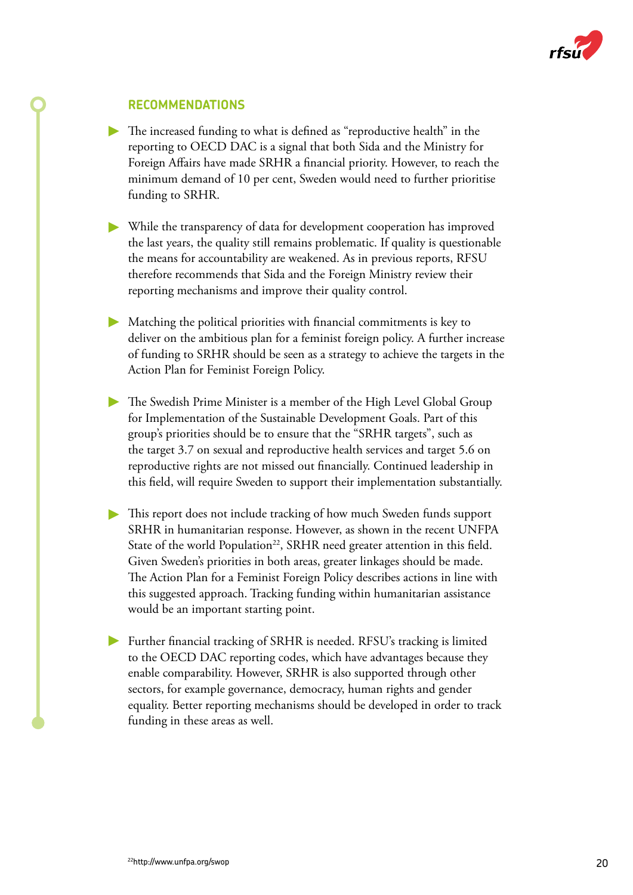## RECOMMENDATIONS

- The increased funding to what is defined as "reproductive health" in the reporting to OECD DAC is a signal that both Sida and the Ministry for Foreign Affairs have made SRHR a financial priority. However, to reach the minimum demand of 10 per cent, Sweden would need to further prioritise funding to SRHR.

- While the transparency of data for development cooperation has improved the last years, the quality still remains problematic. If quality is questionable the means for accountability are weakened. As in previous reports, RFSU therefore recommends that Sida and the Foreign Ministry review their reporting mechanisms and improve their quality control.

- Matching the political priorities with financial commitments is key to deliver on the ambitious plan for a feminist foreign policy. A further increase of funding to SRHR should be seen as a strategy to achieve the targets in the Action Plan for Feminist Foreign Policy.

- The Swedish Prime Minister is a member of the High Level Global Group for Implementation of the Sustainable Development Goals. Part of this group's priorities should be to ensure that the "SRHR targets", such as the target 3.7 on sexual and reproductive health services and target 5.6 on reproductive rights are not missed out financially. Continued leadership in this field, will require Sweden to support their implementation substantially.

- This report does not include tracking of how much Sweden funds support SRHR in humanitarian response. However, as shown in the recent UNFPA State of the world Population[22], SRHR need greater attention in this field. Given Sweden's priorities in both areas, greater linkages should be made. The Action Plan for a Feminist Foreign Policy describes actions in line with this suggested approach. Tracking funding within humanitarian assistance would be an important starting point.

- Further financial tracking of SRHR is needed. RFSU's tracking is limited to the OECD DAC reporting codes, which have advantages because they enable comparability. However, SRHR is also supported through other sectors, for example governance, democracy, human rights and gender equality. Better reporting mechanisms should be developed in order to track funding in these areas as well.

[22] http://www.unfpa.org/swop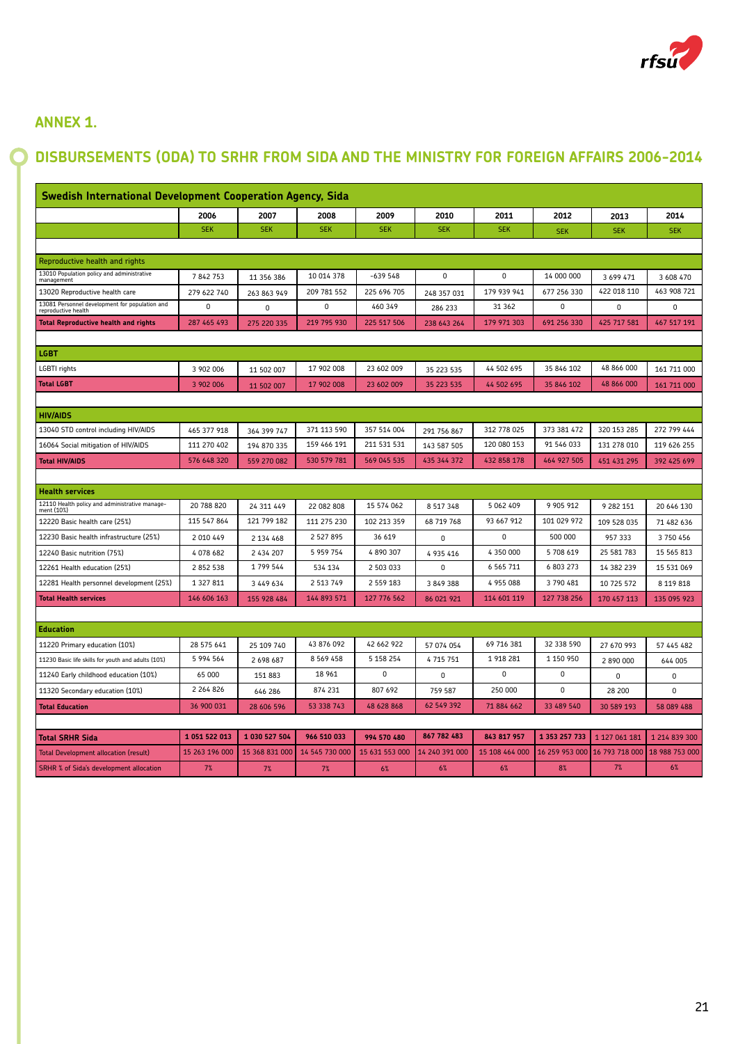## ANNEX 1.

## DISBURSEMENTS (ODA) TO SRHR FROM SIDA AND THE MINISTRY FOR FOREIGN AFFAIRS 2006–2014

| Swedish International Development Cooperation Agency, Sida | | | | | | | | | |
|---|---|---|---|---|---|---|---|---|---|
| | 2006 | 2007 | 2008 | 2009 | 2010 | 2011 | 2012 | 2013 | 2014 |
| | SEK | SEK | SEK | SEK | SEK | SEK | SEK | SEK | SEK |
| **Reproductive health and rights** | | | | | | | | | |
| 13010 Population policy and administrative management | 7 842 753 | 11 356 386 | 10 014 378 | -639 548 | 0 | 0 | 14 000 000 | 3 699 471 | 3 608 470 |
| 13020 Reproductive health care | 279 622 740 | 263 863 949 | 209 781 552 | 225 696 705 | 248 357 031 | 179 939 941 | 677 256 330 | 422 018 110 | 463 908 721 |
| 13081 Personnel development for population and reproductive health | 0 | 0 | 0 | 460 349 | 286 233 | 31 362 | 0 | 0 | 0 |
| **Total Reproductive health and rights** | 287 465 493 | 275 220 335 | 219 795 930 | 225 517 506 | 238 643 264 | 179 971 303 | 691 256 330 | 425 717 581 | 467 517 191 |
| **LGBT** | | | | | | | | | |
| LGBTI rights | 3 902 006 | 11 502 007 | 17 902 008 | 23 602 009 | 35 223 535 | 44 502 695 | 35 846 102 | 48 866 000 | 161 711 000 |
| **Total LGBT** | 3 902 006 | 11 502 007 | 17 902 008 | 23 602 009 | 35 223 535 | 44 502 695 | 35 846 102 | 48 866 000 | 161 711 000 |
| **HIV/AIDS** | | | | | | | | | |
| 13040 STD control including HIV/AIDS | 465 377 918 | 364 399 747 | 371 113 590 | 357 514 004 | 291 756 867 | 312 778 025 | 373 381 472 | 320 153 285 | 272 799 444 |
| 16064 Social mitigation of HIV/AIDS | 111 270 402 | 194 870 335 | 159 466 191 | 211 531 531 | 143 587 505 | 120 080 153 | 91 546 033 | 131 278 010 | 119 626 255 |
| **Total HIV/AIDS** | 576 648 320 | 559 270 082 | 530 579 781 | 569 045 535 | 435 344 372 | 432 858 178 | 464 927 505 | 451 431 295 | 392 425 699 |
| **Health services** | | | | | | | | | |
| 12110 Health policy and administrative management (10%) | 20 788 820 | 24 311 449 | 22 082 808 | 15 574 062 | 8 517 348 | 5 062 409 | 9 905 912 | 9 282 151 | 20 646 130 |
| 12220 Basic health care (25%) | 115 547 864 | 121 799 182 | 111 275 230 | 102 213 359 | 68 719 768 | 93 667 912 | 101 029 972 | 109 528 035 | 71 482 636 |
| 12230 Basic health infrastructure (25%) | 2 010 449 | 2 134 468 | 2 527 895 | 36 619 | 0 | 0 | 500 000 | 957 333 | 3 750 456 |
| 12240 Basic nutrition (75%) | 4 078 682 | 2 434 207 | 5 959 754 | 4 890 307 | 4 935 416 | 4 350 000 | 5 708 619 | 25 581 783 | 15 565 813 |
| 12261 Health education (25%) | 2 852 538 | 1 799 544 | 534 134 | 2 503 033 | 0 | 6 565 711 | 6 803 273 | 14 382 239 | 15 531 069 |
| 12281 Health personnel development (25%) | 1 327 811 | 3 449 634 | 2 513 749 | 2 559 183 | 3 849 388 | 4 955 088 | 3 790 481 | 10 725 572 | 8 119 818 |
| **Total Health services** | 146 606 163 | 155 928 484 | 144 893 571 | 127 776 562 | 86 021 921 | 114 601 119 | 127 738 256 | 170 457 113 | 135 095 923 |
| **Education** | | | | | | | | | |
| 11220 Primary education (10%) | 28 575 641 | 25 109 740 | 43 876 092 | 42 662 922 | 57 074 054 | 69 716 381 | 32 338 590 | 27 670 993 | 57 445 482 |
| 11230 Basic life skills for youth and adults (10%) | 5 994 564 | 2 698 687 | 8 569 458 | 5 158 254 | 4 715 751 | 1 918 281 | 1 150 950 | 2 890 000 | 644 005 |
| 11240 Early childhood education (10%) | 65 000 | 151 883 | 18 961 | 0 | 0 | 0 | 0 | 0 | 0 |
| 11320 Secondary education (10%) | 2 264 826 | 646 286 | 874 231 | 807 692 | 759 587 | 250 000 | 0 | 28 200 | 0 |
| **Total Education** | 36 900 031 | 28 606 596 | 53 338 743 | 48 628 868 | 62 549 392 | 71 884 662 | 33 489 540 | 30 589 193 | 58 089 488 |
| **Total SRHR Sida** | **1 051 522 013** | **1 030 527 504** | **966 510 033** | **994 570 480** | **867 782 483** | **843 817 957** | **1 353 257 733** | 1 127 061 181 | 1 214 839 300 |
| Total Development allocation (result) | 15 263 196 000 | 15 368 831 000 | 14 545 730 000 | 15 631 553 000 | 14 240 391 000 | 15 108 464 000 | 16 259 953 000 | 16 793 718 000 | 18 988 753 000 |
| SRHR % of Sida's development allocation | 7% | 7% | 7% | 6% | 6% | 6% | 8% | 7% | 6% |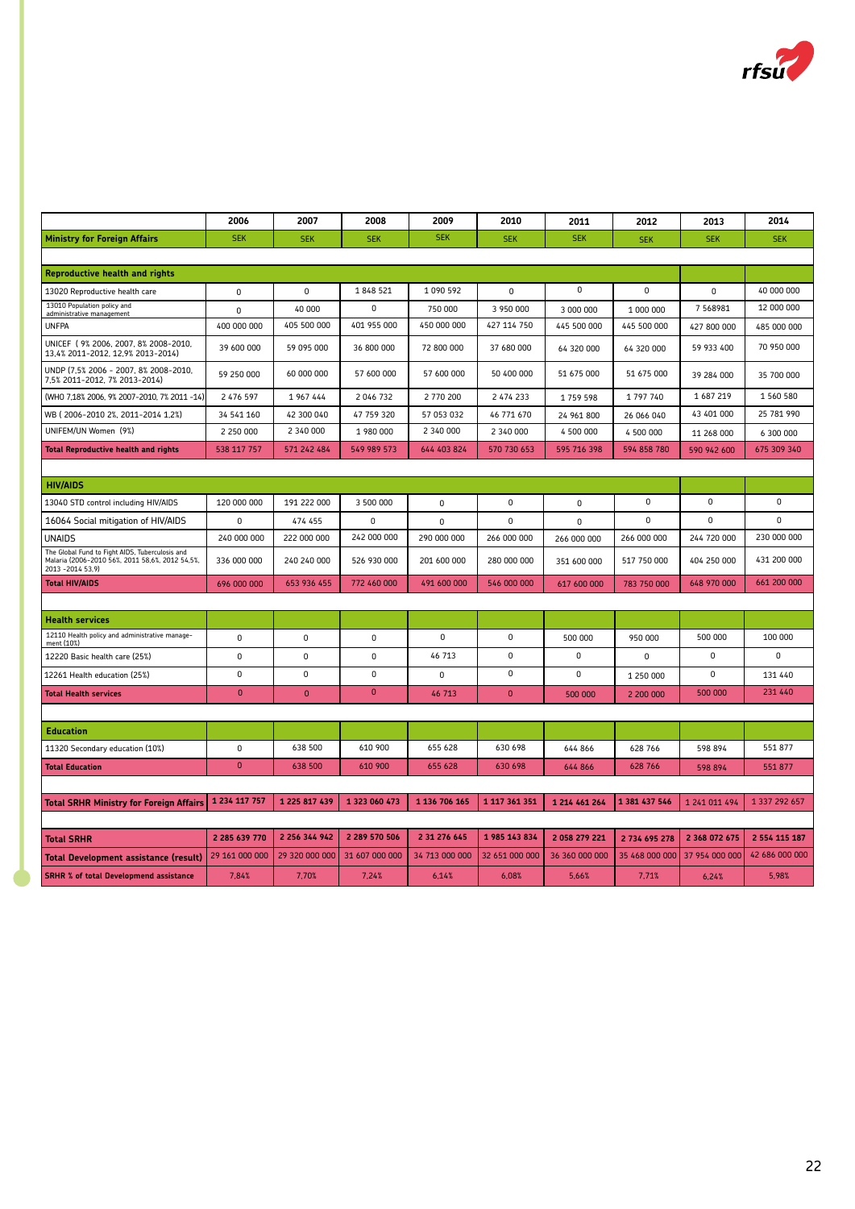| | 2006 | 2007 | 2008 | 2009 | 2010 | 2011 | 2012 | 2013 | 2014 |
|---|---|---|---|---|---|---|---|---|---|
| **Ministry for Foreign Affairs** | SEK | SEK | SEK | SEK | SEK | SEK | SEK | SEK | SEK |
| | | | | | | | | | |
| **Reproductive health and rights** | | | | | | | | | |
| 13020 Reproductive health care | 0 | 0 | 1 848 521 | 1 090 592 | 0 | 0 | 0 | 0 | 40 000 000 |
| 13010 Population policy and administrative management | 0 | 40 000 | 0 | 750 000 | 3 950 000 | 3 000 000 | 1 000 000 | 7 568981 | 12 000 000 |
| UNFPA | 400 000 000 | 405 500 000 | 401 955 000 | 450 000 000 | 427 114 750 | 445 500 000 | 445 500 000 | 427 800 000 | 485 000 000 |
| UNICEF ( 9% 2006, 2007, 8% 2008-2010, 13,4% 2011-2012, 12,9% 2013-2014) | 39 600 000 | 59 095 000 | 36 800 000 | 72 800 000 | 37 680 000 | 64 320 000 | 64 320 000 | 59 933 400 | 70 950 000 |
| UNDP (7,5% 2006 - 2007, 8% 2008-2010, 7,5% 2011-2012, 7% 2013-2014) | 59 250 000 | 60 000 000 | 57 600 000 | 57 600 000 | 50 400 000 | 51 675 000 | 51 675 000 | 39 284 000 | 35 700 000 |
| (WHO 7,18% 2006, 9% 2007-2010, 7% 2011 -14) | 2 476 597 | 1 967 444 | 2 046 732 | 2 770 200 | 2 474 233 | 1 759 598 | 1 797 740 | 1 687 219 | 1 560 580 |
| WB ( 2006-2010 2%, 2011-2014 1,2%) | 34 541 160 | 42 300 040 | 47 759 320 | 57 053 032 | 46 771 670 | 24 961 800 | 26 066 040 | 43 401 000 | 25 781 990 |
| UNIFEM/UN Women (9%) | 2 250 000 | 2 340 000 | 1 980 000 | 2 340 000 | 2 340 000 | 4 500 000 | 4 500 000 | 11 268 000 | 6 300 000 |
| **Total Reproductive health and rights** | 538 117 757 | 571 242 484 | 549 989 573 | 644 403 824 | 570 730 653 | 595 716 398 | 594 858 780 | 590 942 600 | 675 309 340 |
| | | | | | | | | | |
| **HIV/AIDS** | | | | | | | | | |
| 13040 STD control including HIV/AIDS | 120 000 000 | 191 222 000 | 3 500 000 | 0 | 0 | 0 | 0 | 0 | 0 |
| 16064 Social mitigation of HIV/AIDS | 0 | 474 455 | 0 | 0 | 0 | 0 | 0 | 0 | 0 |
| UNAIDS | 240 000 000 | 222 000 000 | 242 000 000 | 290 000 000 | 266 000 000 | 266 000 000 | 266 000 000 | 244 720 000 | 230 000 000 |
| The Global Fund to Fight AIDS, Tuberculosis and Malaria (2006-2010 56%, 2011 58,6%, 2012 54,5%, 2013 -2014 53,9) | 336 000 000 | 240 240 000 | 526 930 000 | 201 600 000 | 280 000 000 | 351 600 000 | 517 750 000 | 404 250 000 | 431 200 000 |
| **Total HIV/AIDS** | 696 000 000 | 653 936 455 | 772 460 000 | 491 600 000 | 546 000 000 | 617 600 000 | 783 750 000 | 648 970 000 | 661 200 000 |
| | | | | | | | | | |
| **Health services** | | | | | | | | | |
| 12110 Health policy and administrative management (10%) | 0 | 0 | 0 | 0 | 0 | 500 000 | 950 000 | 500 000 | 100 000 |
| 12220 Basic health care (25%) | 0 | 0 | 0 | 46 713 | 0 | 0 | 0 | 0 | 0 |
| 12261 Health education (25%) | 0 | 0 | 0 | 0 | 0 | 0 | 1 250 000 | 0 | 131 440 |
| **Total Health services** | 0 | 0 | 0 | 46 713 | 0 | 500 000 | 2 200 000 | 500 000 | 231 440 |
| | | | | | | | | | |
| **Education** | | | | | | | | | |
| 11320 Secondary education (10%) | 0 | 638 500 | 610 900 | 655 628 | 630 698 | 644 866 | 628 766 | 598 894 | 551 877 |
| **Total Education** | 0 | 638 500 | 610 900 | 655 628 | 630 698 | 644 866 | 628 766 | 598 894 | 551 877 |
| | | | | | | | | | |
| **Total SRHR Ministry for Foreign Affairs** | 1 234 117 757 | 1 225 817 439 | 1 323 060 473 | 1 136 706 165 | 1 117 361 351 | 1 214 461 264 | 1 381 437 546 | 1 241 011 494 | 1 337 292 657 |
| | | | | | | | | | |
| **Total SRHR** | 2 285 639 770 | 2 256 344 942 | 2 289 570 506 | 2 31 276 645 | 1 985 143 834 | 2 058 279 221 | 2 734 695 278 | 2 368 072 675 | 2 554 115 187 |
| **Total Development assistance (result)** | 29 161 000 000 | 29 320 000 000 | 31 607 000 000 | 34 713 000 000 | 32 651 000 000 | 36 360 000 000 | 35 468 000 000 | 37 954 000 000 | 42 686 000 000 |
| **SRHR % of total Developmend assistance** | 7,84% | 7,70% | 7,24% | 6,14% | 6,08% | 5,66% | 7,71% | 6,24% | 5,98% |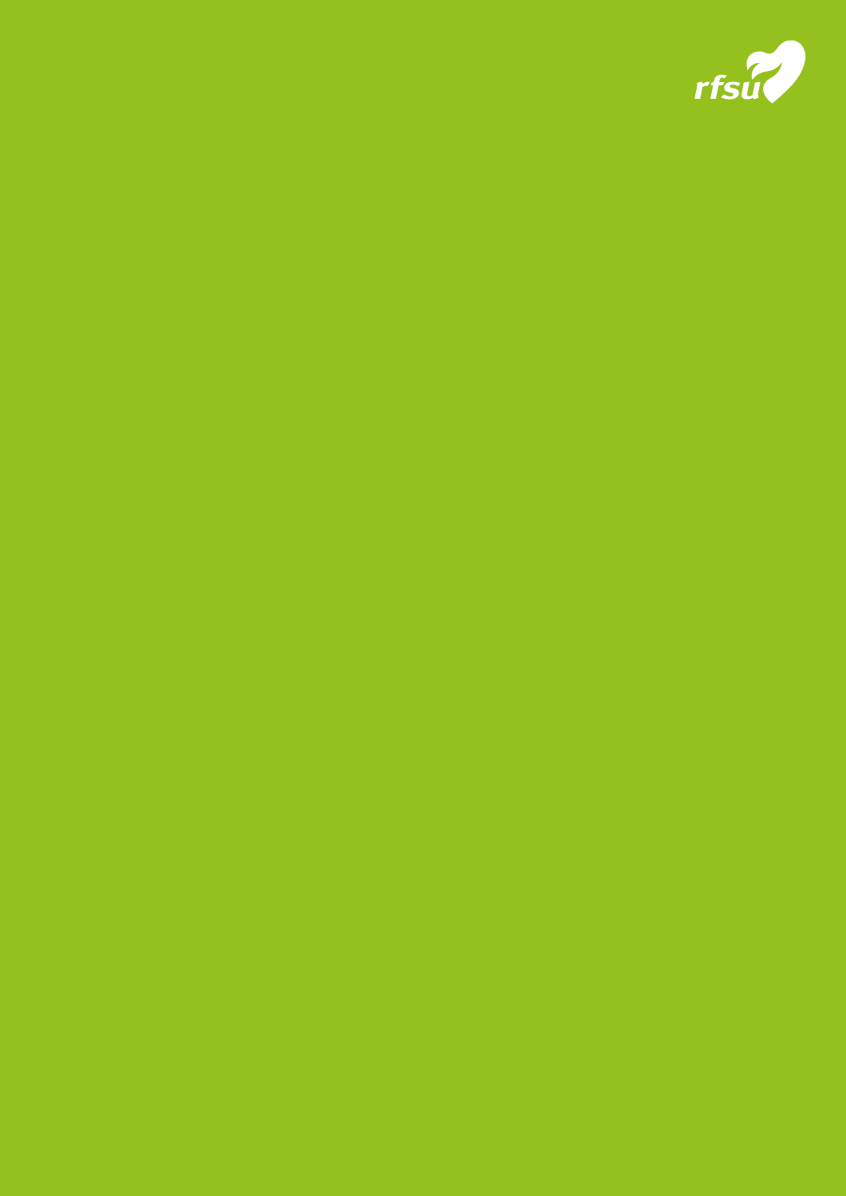rfsu